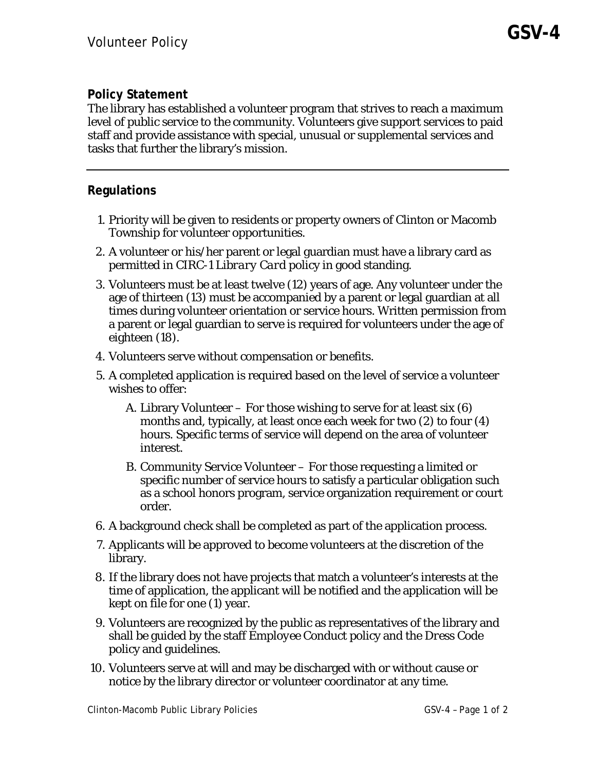# Volunteer Policy

**GSV-4**

## Policy Statement

The library has established a volunteer program that strives to reach a maximum level of public service to the community. Volunteers give support services to paid staff and provide assistance with special, unusual or supplemental services and tasks that further the library's mission.

---

## Regulations

1. Priority will be given to residents or property owners of Clinton or Macomb Township for volunteer opportunities.
2. A volunteer or his/her parent or legal guardian must have a library card as permitted in CIRC-1 *Library Card* policy in good standing.
3. Volunteers must be at least twelve (12) years of age. Any volunteer under the age of thirteen (13) must be accompanied by a parent or legal guardian at all times during volunteer orientation or service hours. Written permission from a parent or legal guardian to serve is required for volunteers under the age of eighteen (18).
4. Volunteers serve without compensation or benefits.
5. A completed application is required based on the level of service a volunteer wishes to offer:
   - A. Library Volunteer – For those wishing to serve for at least six (6) months and, typically, at least once each week for two (2) to four (4) hours. Specific terms of service will depend on the area of volunteer interest.
   - B. Community Service Volunteer – For those requesting a limited or specific number of service hours to satisfy a particular obligation such as a school honors program, service organization requirement or court order.
6. A background check shall be completed as part of the application process.
7. Applicants will be approved to become volunteers at the discretion of the library.
8. If the library does not have projects that match a volunteer's interests at the time of application, the applicant will be notified and the application will be kept on file for one (1) year.
9. Volunteers are recognized by the public as representatives of the library and shall be guided by the staff Employee Conduct policy and the Dress Code policy and guidelines.
10. Volunteers serve at will and may be discharged with or without cause or notice by the library director or volunteer coordinator at any time.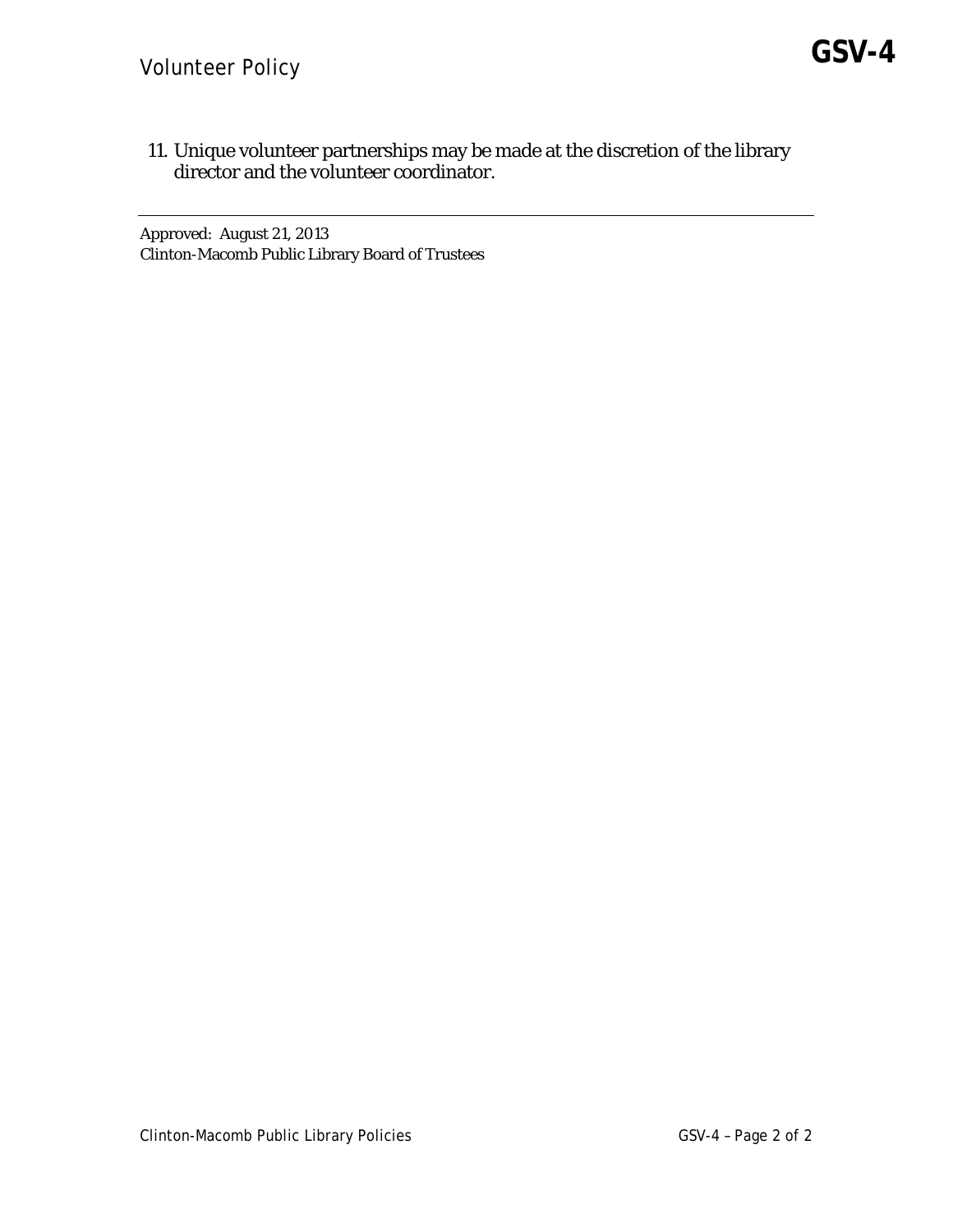11. Unique volunteer partnerships may be made at the discretion of the library director and the volunteer coordinator.

---

Approved: August 21, 2013
Clinton-Macomb Public Library Board of Trustees